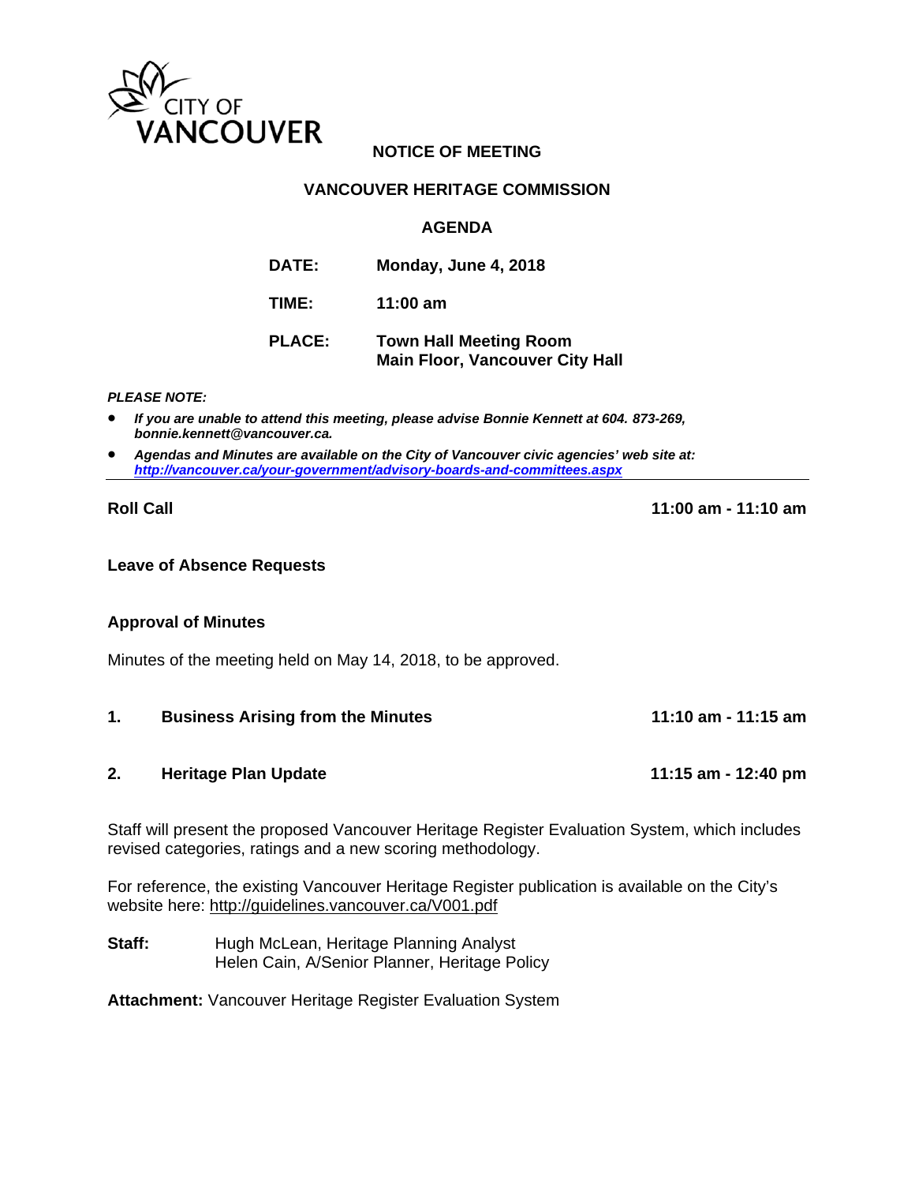CITY OF VANCOUVER

**NOTICE OF MEETING**

**VANCOUVER HERITAGE COMMISSION**

**AGENDA**

**DATE:** Monday, June 4, 2018

**TIME:** 11:00 am

**PLACE:** Town Hall Meeting Room
Main Floor, Vancouver City Hall

***PLEASE NOTE:***

- ***If you are unable to attend this meeting, please advise Bonnie Kennett at 604. 873-269, bonnie.kennett@vancouver.ca.***
- ***Agendas and Minutes are available on the City of Vancouver civic agencies' web site at: http://vancouver.ca/your-government/advisory-boards-and-committees.aspx***

---

**Roll Call** **11:00 am - 11:10 am**

**Leave of Absence Requests**

**Approval of Minutes**

Minutes of the meeting held on May 14, 2018, to be approved.

**1. Business Arising from the Minutes** **11:10 am - 11:15 am**

**2. Heritage Plan Update** **11:15 am - 12:40 pm**

Staff will present the proposed Vancouver Heritage Register Evaluation System, which includes revised categories, ratings and a new scoring methodology.

For reference, the existing Vancouver Heritage Register publication is available on the City's website here: http://guidelines.vancouver.ca/V001.pdf

**Staff:** Hugh McLean, Heritage Planning Analyst
Helen Cain, A/Senior Planner, Heritage Policy

**Attachment:** Vancouver Heritage Register Evaluation System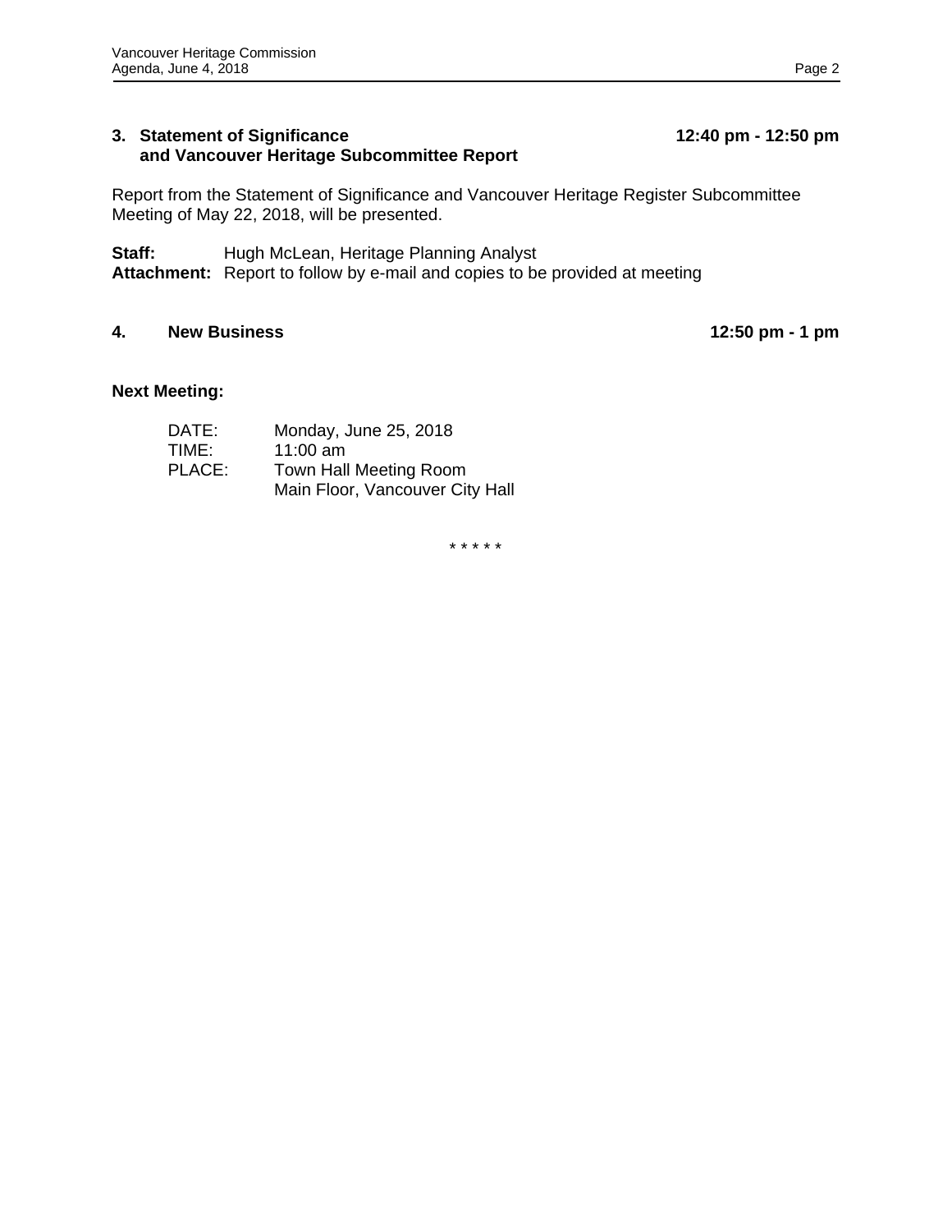### 3. Statement of Significance and Vancouver Heritage Subcommittee Report — 12:40 pm - 12:50 pm

Report from the Statement of Significance and Vancouver Heritage Register Subcommittee Meeting of May 22, 2018, will be presented.

**Staff:** Hugh McLean, Heritage Planning Analyst
**Attachment:** Report to follow by e-mail and copies to be provided at meeting

### 4. New Business — 12:50 pm - 1 pm

**Next Meeting:**

DATE: Monday, June 25, 2018
TIME: 11:00 am
PLACE: Town Hall Meeting Room
Main Floor, Vancouver City Hall

\* \* \* \* \*